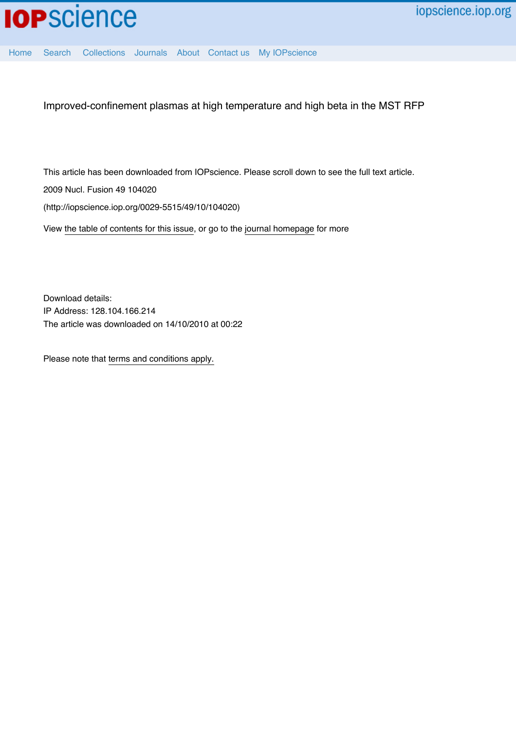Improved-confinement plasmas at high temperature and high beta in the MST RFP

This article has been downloaded from IOPscience. Please scroll down to see the full text article.

2009 Nucl. Fusion 49 104020

(http://iopscience.iop.org/0029-5515/49/10/104020)

View the table of contents for this issue, or go to the journal homepage for more

Download details:
IP Address: 128.104.166.214
The article was downloaded on 14/10/2010 at 00:22

Please note that terms and conditions apply.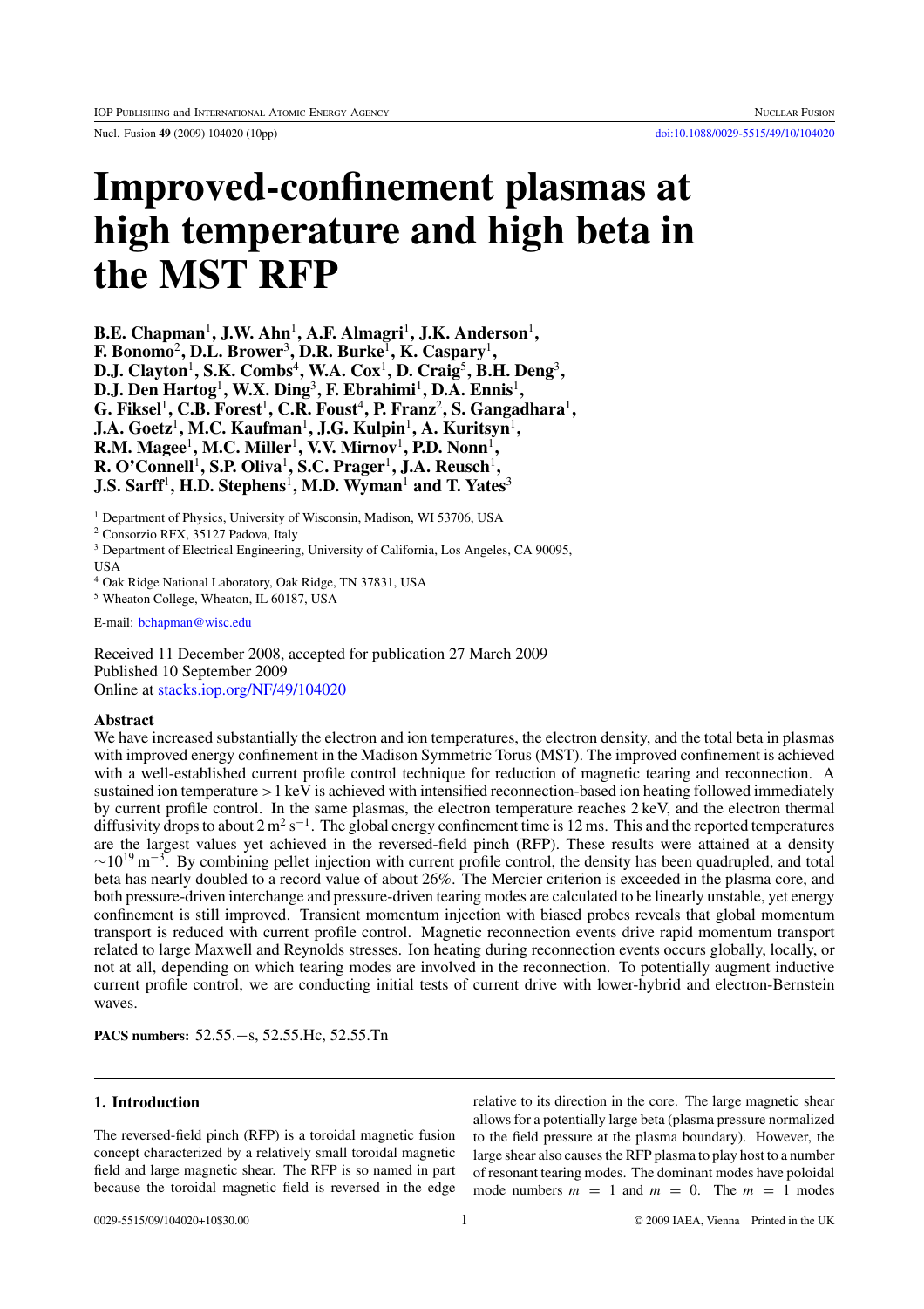# Improved-confinement plasmas at high temperature and high beta in the MST RFP

**B.E. Chapman[1], J.W. Ahn[1], A.F. Almagri[1], J.K. Anderson[1], F. Bonomo[2], D.L. Brower[3], D.R. Burke[1], K. Caspary[1], D.J. Clayton[1], S.K. Combs[4], W.A. Cox[1], D. Craig[5], B.H. Deng[3], D.J. Den Hartog[1], W.X. Ding[3], F. Ebrahimi[1], D.A. Ennis[1], G. Fiksel[1], C.B. Forest[1], C.R. Foust[4], P. Franz[2], S. Gangadhara[1], J.A. Goetz[1], M.C. Kaufman[1], J.G. Kulpin[1], A. Kuritsyn[1], R.M. Magee[1], M.C. Miller[1], V.V. Mirnov[1], P.D. Nonn[1], R. O'Connell[1], S.P. Oliva[1], S.C. Prager[1], J.A. Reusch[1], J.S. Sarff[1], H.D. Stephens[1], M.D. Wyman[1] and T. Yates[3]**

[1] Department of Physics, University of Wisconsin, Madison, WI 53706, USA
[2] Consorzio RFX, 35127 Padova, Italy
[3] Department of Electrical Engineering, University of California, Los Angeles, CA 90095, USA
[4] Oak Ridge National Laboratory, Oak Ridge, TN 37831, USA
[5] Wheaton College, Wheaton, IL 60187, USA

E-mail: bchapman@wisc.edu

Received 11 December 2008, accepted for publication 27 March 2009
Published 10 September 2009
Online at stacks.iop.org/NF/49/104020

## Abstract

We have increased substantially the electron and ion temperatures, the electron density, and the total beta in plasmas with improved energy confinement in the Madison Symmetric Torus (MST). The improved confinement is achieved with a well-established current profile control technique for reduction of magnetic tearing and reconnection. A sustained ion temperature >1 keV is achieved with intensified reconnection-based ion heating followed immediately by current profile control. In the same plasmas, the electron temperature reaches 2 keV, and the electron thermal diffusivity drops to about 2 $\mathrm{m^2\,s^{-1}}$. The global energy confinement time is 12 ms. This and the reported temperatures are the largest values yet achieved in the reversed-field pinch (RFP). These results were attained at a density $\sim 10^{19}\,\mathrm{m^{-3}}$. By combining pellet injection with current profile control, the density has been quadrupled, and total beta has nearly doubled to a record value of about 26%. The Mercier criterion is exceeded in the plasma core, and both pressure-driven interchange and pressure-driven tearing modes are calculated to be linearly unstable, yet energy confinement is still improved. Transient momentum injection with biased probes reveals that global momentum transport is reduced with current profile control. Magnetic reconnection events drive rapid momentum transport related to large Maxwell and Reynolds stresses. Ion heating during reconnection events occurs globally, locally, or not at all, depending on which tearing modes are involved in the reconnection. To potentially augment inductive current profile control, we are conducting initial tests of current drive with lower-hybrid and electron-Bernstein waves.

**PACS numbers:** 52.55.−s, 52.55.Hc, 52.55.Tn

## 1. Introduction

The reversed-field pinch (RFP) is a toroidal magnetic fusion concept characterized by a relatively small toroidal magnetic field and large magnetic shear. The RFP is so named in part because the toroidal magnetic field is reversed in the edge relative to its direction in the core. The large magnetic shear allows for a potentially large beta (plasma pressure normalized to the field pressure at the plasma boundary). However, the large shear also causes the RFP plasma to play host to a number of resonant tearing modes. The dominant modes have poloidal mode numbers $m = 1$ and $m = 0$. The $m = 1$ modes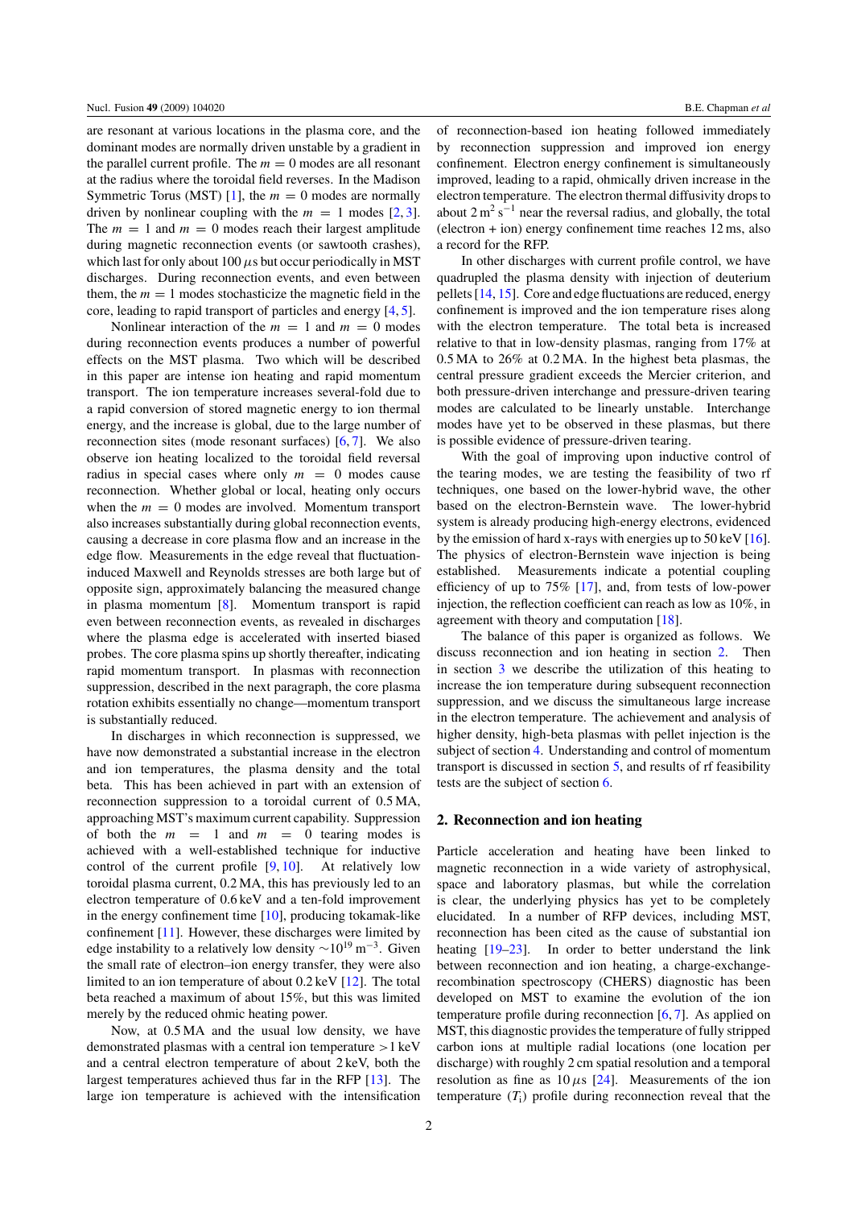are resonant at various locations in the plasma core, and the dominant modes are normally driven unstable by a gradient in the parallel current profile. The $m = 0$ modes are all resonant at the radius where the toroidal field reverses. In the Madison Symmetric Torus (MST) [1], the $m = 0$ modes are normally driven by nonlinear coupling with the $m = 1$ modes [2, 3]. The $m = 1$ and $m = 0$ modes reach their largest amplitude during magnetic reconnection events (or sawtooth crashes), which last for only about 100 $\mu$s but occur periodically in MST discharges. During reconnection events, and even between them, the $m = 1$ modes stochasticize the magnetic field in the core, leading to rapid transport of particles and energy [4, 5].

Nonlinear interaction of the $m = 1$ and $m = 0$ modes during reconnection events produces a number of powerful effects on the MST plasma. Two which will be described in this paper are intense ion heating and rapid momentum transport. The ion temperature increases several-fold due to a rapid conversion of stored magnetic energy to ion thermal energy, and the increase is global, due to the large number of reconnection sites (mode resonant surfaces) [6, 7]. We also observe ion heating localized to the toroidal field reversal radius in special cases where only $m = 0$ modes cause reconnection. Whether global or local, heating only occurs when the $m = 0$ modes are involved. Momentum transport also increases substantially during global reconnection events, causing a decrease in core plasma flow and an increase in the edge flow. Measurements in the edge reveal that fluctuation-induced Maxwell and Reynolds stresses are both large but of opposite sign, approximately balancing the measured change in plasma momentum [8]. Momentum transport is rapid even between reconnection events, as revealed in discharges where the plasma edge is accelerated with inserted biased probes. The core plasma spins up shortly thereafter, indicating rapid momentum transport. In plasmas with reconnection suppression, described in the next paragraph, the core plasma rotation exhibits essentially no change—momentum transport is substantially reduced.

In discharges in which reconnection is suppressed, we have now demonstrated a substantial increase in the electron and ion temperatures, the plasma density and the total beta. This has been achieved in part with an extension of reconnection suppression to a toroidal current of 0.5 MA, approaching MST's maximum current capability. Suppression of both the $m = 1$ and $m = 0$ tearing modes is achieved with a well-established technique for inductive control of the current profile [9, 10]. At relatively low toroidal plasma current, 0.2 MA, this has previously led to an electron temperature of 0.6 keV and a ten-fold improvement in the energy confinement time [10], producing tokamak-like confinement [11]. However, these discharges were limited by edge instability to a relatively low density $\sim 10^{19}\,\mathrm{m}^{-3}$. Given the small rate of electron–ion energy transfer, they were also limited to an ion temperature of about 0.2 keV [12]. The total beta reached a maximum of about 15%, but this was limited merely by the reduced ohmic heating power.

Now, at 0.5 MA and the usual low density, we have demonstrated plasmas with a central ion temperature >1 keV and a central electron temperature of 2 keV, both the largest temperatures achieved thus far in the RFP [13]. The large ion temperature is achieved with the intensification of reconnection-based ion heating followed immediately by reconnection suppression and improved ion energy confinement. Electron energy confinement is simultaneously improved, leading to a rapid, ohmically driven increase in the electron temperature. The electron thermal diffusivity drops to about $2\,\mathrm{m}^2\,\mathrm{s}^{-1}$ near the reversal radius, and globally, the total (electron + ion) energy confinement time reaches 12 ms, also a record for the RFP.

In other discharges with current profile control, we have quadrupled the plasma density with injection of deuterium pellets [14, 15]. Core and edge fluctuations are reduced, energy confinement is improved and the ion temperature rises along with the electron temperature. The total beta is increased relative to that in low-density plasmas, ranging from 17% at 0.5 MA to 26% at 0.2 MA. In the highest beta plasmas, the central pressure gradient exceeds the Mercier criterion, and both pressure-driven interchange and pressure-driven tearing modes are calculated to be linearly unstable. Interchange modes have yet to be observed in these plasmas, but there is possible evidence of pressure-driven tearing.

With the goal of improving upon inductive control of the tearing modes, we are testing the feasibility of two rf techniques, one based on the lower-hybrid wave, the other based on the electron-Bernstein wave. The lower-hybrid system is already producing high-energy electrons, evidenced by the emission of hard x-rays with energies up to 50 keV [16]. The physics of electron-Bernstein wave injection is being established. Measurements indicate a potential coupling efficiency of up to 75% [17], and, from tests of low-power injection, the reflection coefficient can reach as low as 10%, in agreement with theory and computation [18].

The balance of this paper is organized as follows. We discuss reconnection and ion heating in section 2. Then in section 3 we describe the utilization of this heating to increase the ion temperature during subsequent reconnection suppression, and we discuss the simultaneous large increase in the electron temperature. The achievement and analysis of higher density, high-beta plasmas with pellet injection is the subject of section 4. Understanding and control of momentum transport is discussed in section 5, and results of rf feasibility tests are the subject of section 6.

## 2. Reconnection and ion heating

Particle acceleration and heating have been linked to magnetic reconnection in a wide variety of astrophysical, space and laboratory plasmas, but while the correlation is clear, the underlying physics has yet to be completely elucidated. In a number of RFP devices, including MST, reconnection has been cited as the cause of substantial ion heating [19–23]. In order to better understand the link between reconnection and ion heating, a charge-exchange-recombination spectroscopy (CHERS) diagnostic has been developed on MST to examine the evolution of the ion temperature profile during reconnection [6, 7]. As applied on MST, this diagnostic provides the temperature of fully stripped carbon ions at multiple radial locations (one location per discharge) with roughly 2 cm spatial resolution and a temporal resolution as fine as 10 $\mu$s [24]. Measurements of the ion temperature ($T_i$) profile during reconnection reveal that the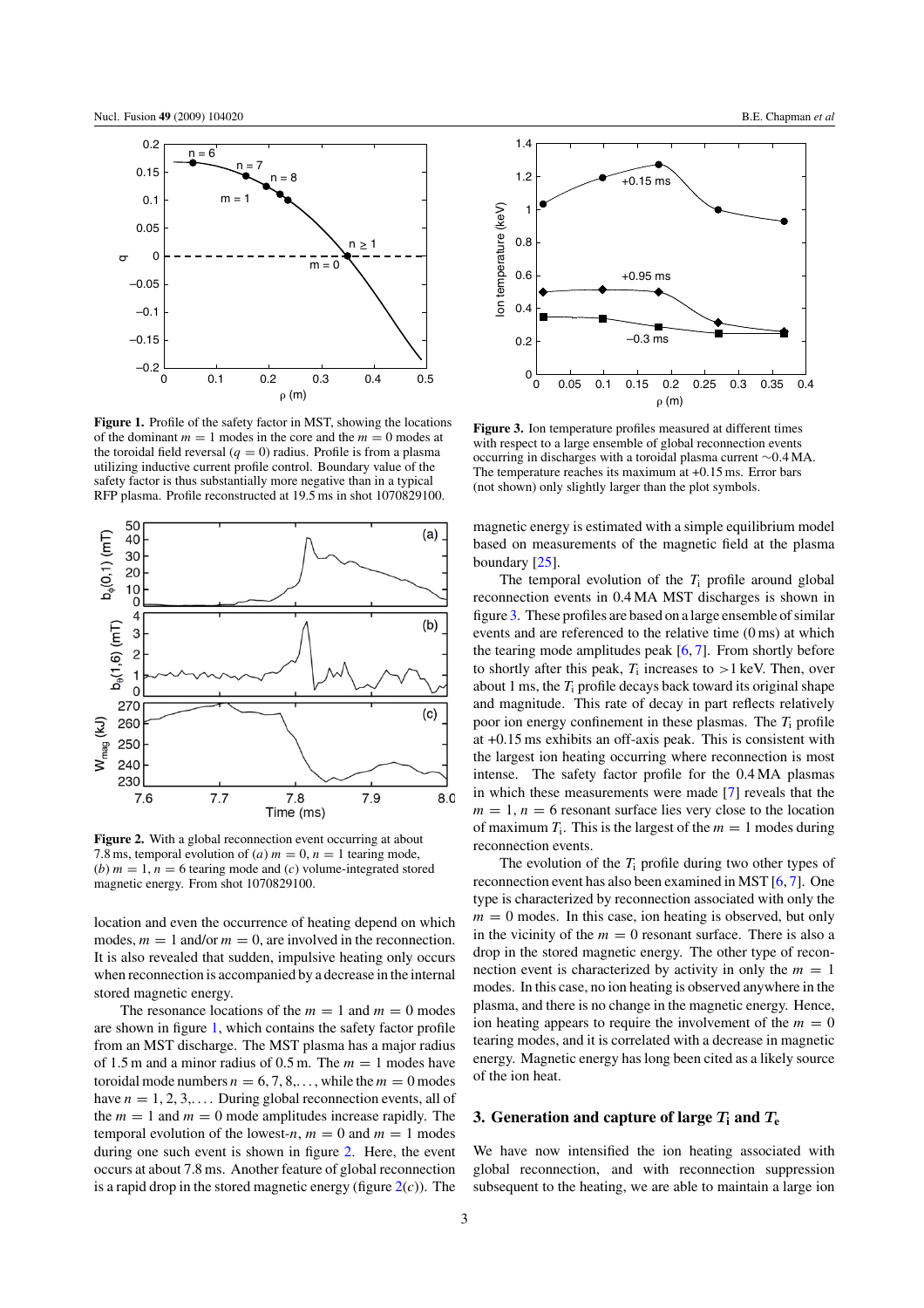**Figure 1.** Profile of the safety factor in MST, showing the locations of the dominant $m = 1$ modes in the core and the $m = 0$ modes at the toroidal field reversal ($q = 0$) radius. Profile is from a plasma utilizing inductive current profile control. Boundary value of the safety factor is thus substantially more negative than in a typical RFP plasma. Profile reconstructed at 19.5 ms in shot 1070829100.

**Figure 2.** With a global reconnection event occurring at about 7.8 ms, temporal evolution of (*a*) $m = 0$, $n = 1$ tearing mode, (*b*) $m = 1$, $n = 6$ tearing mode and (*c*) volume-integrated stored magnetic energy. From shot 1070829100.

location and even the occurrence of heating depend on which modes, $m = 1$ and/or $m = 0$, are involved in the reconnection. It is also revealed that sudden, impulsive heating only occurs when reconnection is accompanied by a decrease in the internal stored magnetic energy.

The resonance locations of the $m = 1$ and $m = 0$ modes are shown in figure 1, which contains the safety factor profile from an MST discharge. The MST plasma has a major radius of 1.5 m and a minor radius of 0.5 m. The $m = 1$ modes have toroidal mode numbers $n = 6, 7, 8, \ldots$, while the $m = 0$ modes have $n = 1, 2, 3, \ldots$. During global reconnection events, all of the $m = 1$ and $m = 0$ mode amplitudes increase rapidly. The temporal evolution of the lowest-$n$, $m = 0$ and $m = 1$ modes during one such event is shown in figure 2. Here, the event occurs at about 7.8 ms. Another feature of global reconnection is a rapid drop in the stored magnetic energy (figure 2(*c*)). The magnetic energy is estimated with a simple equilibrium model based on measurements of the magnetic field at the plasma boundary [25].

**Figure 3.** Ion temperature profiles measured at different times with respect to a large ensemble of global reconnection events occurring in discharges with a toroidal plasma current ~0.4 MA. The temperature reaches its maximum at +0.15 ms. Error bars (not shown) only slightly larger than the plot symbols.

The temporal evolution of the $T_i$ profile around global reconnection events in 0.4 MA MST discharges is shown in figure 3. These profiles are based on a large ensemble of similar events and are referenced to the relative time (0 ms) at which the tearing mode amplitudes peak [6, 7]. From shortly before to shortly after this peak, $T_i$ increases to >1 keV. Then, over about 1 ms, the $T_i$ profile decays back toward its original shape and magnitude. This rate of decay in part reflects relatively poor ion energy confinement in these plasmas. The $T_i$ profile at +0.15 ms exhibits an off-axis peak. This is consistent with the largest ion heating occurring where reconnection is most intense. The safety factor profile for the 0.4 MA plasmas in which these measurements were made [7] reveals that the $m = 1$, $n = 6$ resonant surface lies very close to the location of maximum $T_i$. This is the largest of the $m = 1$ modes during reconnection events.

The evolution of the $T_i$ profile during two other types of reconnection event has also been examined in MST [6, 7]. One type is characterized by reconnection associated with only the $m = 0$ modes. In this case, ion heating is observed, but only in the vicinity of the $m = 0$ resonant surface. There is also a drop in the stored magnetic energy. The other type of reconnection event is characterized by activity in only the $m = 1$ modes. In this case, no ion heating is observed anywhere in the plasma, and there is no change in the magnetic energy. Hence, ion heating appears to require the involvement of the $m = 0$ tearing modes, and it is correlated with a decrease in magnetic energy. Magnetic energy has long been cited as a likely source of the ion heat.

## 3. Generation and capture of large $T_i$ and $T_e$

We have now intensified the ion heating associated with global reconnection, and with reconnection suppression subsequent to the heating, we are able to maintain a large ion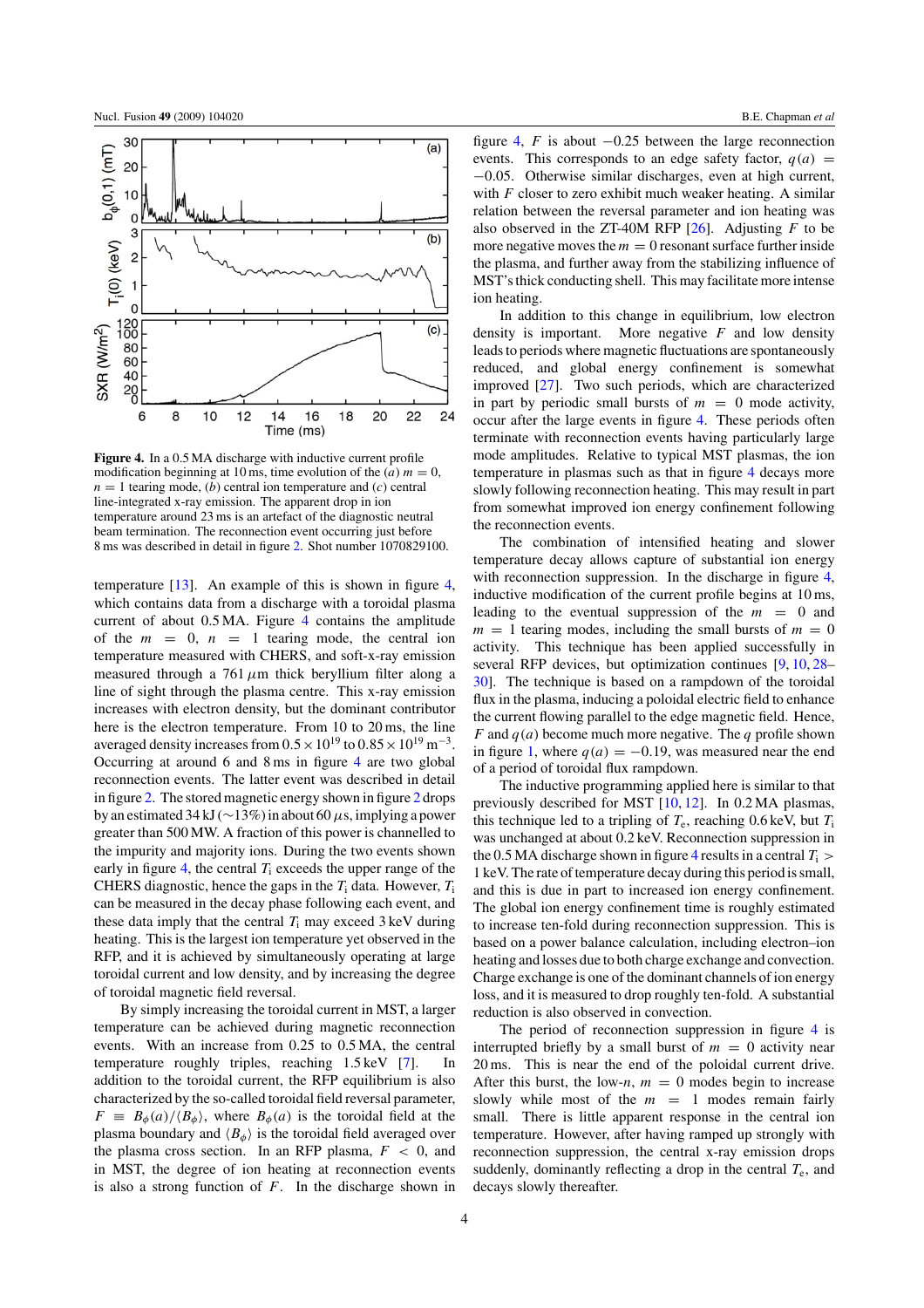**Figure 4.** In a 0.5 MA discharge with inductive current profile modification beginning at 10 ms, time evolution of the (*a*) $m = 0$, $n = 1$ tearing mode, (*b*) central ion temperature and (*c*) central line-integrated x-ray emission. The apparent drop in ion temperature around 23 ms is an artefact of the diagnostic neutral beam termination. The reconnection event occurring just before 8 ms was described in detail in figure 2. Shot number 1070829100.

temperature [13]. An example of this is shown in figure 4, which contains data from a discharge with a toroidal plasma current of about 0.5 MA. Figure 4 contains the amplitude of the $m = 0$, $n = 1$ tearing mode, the central ion temperature measured with CHERS, and soft-x-ray emission measured through a 761 $\mu$m thick beryllium filter along a line of sight through the plasma centre. This x-ray emission increases with electron density, but the dominant contributor here is the electron temperature. From 10 to 20 ms, the line averaged density increases from $0.5 \times 10^{19}$ to $0.85 \times 10^{19}$ m$^{-3}$. Occurring at around 6 and 8 ms in figure 4 are two global reconnection events. The latter event was described in detail in figure 2. The stored magnetic energy shown in figure 2 drops by an estimated 34 kJ ($\sim$13%) in about 60 $\mu$s, implying a power greater than 500 MW. A fraction of this power is channelled to the impurity and majority ions. During the two events shown early in figure 4, the central $T_i$ exceeds the upper range of the CHERS diagnostic, hence the gaps in the $T_i$ data. However, $T_i$ can be measured in the decay phase following each event, and these data imply that the central $T_i$ may exceed 3 keV during heating. This is the largest ion temperature yet observed in the RFP, and it is achieved by simultaneously operating at large toroidal current and low density, and by increasing the degree of toroidal magnetic field reversal.

By simply increasing the toroidal current in MST, a larger temperature can be achieved during magnetic reconnection events. With an increase from 0.25 to 0.5 MA, the central temperature roughly triples, reaching 1.5 keV [7]. In addition to the toroidal current, the RFP equilibrium is also characterized by the so-called toroidal field reversal parameter, $F \equiv B_\phi(a)/\langle B_\phi \rangle$, where $B_\phi(a)$ is the toroidal field at the plasma boundary and $\langle B_\phi \rangle$ is the toroidal field averaged over the plasma cross section. In an RFP plasma, $F < 0$, and in MST, the degree of ion heating at reconnection events is also a strong function of $F$. In the discharge shown in figure 4, $F$ is about $-0.25$ between the large reconnection events. This corresponds to an edge safety factor, $q(a) = -0.05$. Otherwise similar discharges, even at high current, with $F$ closer to zero exhibit much weaker heating. A similar relation between the reversal parameter and ion heating was also observed in the ZT-40M RFP [26]. Adjusting $F$ to be more negative moves the $m = 0$ resonant surface further inside the plasma, and further away from the stabilizing influence of MST's thick conducting shell. This may facilitate more intense ion heating.

In addition to this change in equilibrium, low electron density is important. More negative $F$ and low density leads to periods where magnetic fluctuations are spontaneously reduced, and global energy confinement is somewhat improved [27]. Two such periods, which are characterized in part by periodic small bursts of $m = 0$ mode activity, occur after the large events in figure 4. These periods often terminate with reconnection events having particularly large mode amplitudes. Relative to typical MST plasmas, the ion temperature in plasmas such as that in figure 4 decays more slowly following reconnection heating. This may result in part from somewhat improved ion energy confinement following the reconnection events.

The combination of intensified heating and slower temperature decay allows capture of substantial ion energy with reconnection suppression. In the discharge in figure 4, inductive modification of the current profile begins at 10 ms, leading to the eventual suppression of the $m = 0$ and $m = 1$ tearing modes, including the small bursts of $m = 0$ activity. This technique has been applied successfully in several RFP devices, but optimization continues [9, 10, 28–30]. The technique is based on a rampdown of the toroidal flux in the plasma, inducing a poloidal electric field to enhance the current flowing parallel to the edge magnetic field. Hence, $F$ and $q(a)$ become much more negative. The $q$ profile shown in figure 1, where $q(a) = -0.19$, was measured near the end of a period of toroidal flux rampdown.

The inductive programming applied here is similar to that previously described for MST [10, 12]. In 0.2 MA plasmas, this technique led to a tripling of $T_e$, reaching 0.6 keV, but $T_i$ was unchanged at about 0.2 keV. Reconnection suppression in the 0.5 MA discharge shown in figure 4 results in a central $T_i > 1$ keV. The rate of temperature decay during this period is small, and this is due in part to increased ion energy confinement. The global ion energy confinement time is roughly estimated to increase ten-fold during reconnection suppression. This is based on a power balance calculation, including electron–ion heating and losses due to both charge exchange and convection. Charge exchange is one of the dominant channels of ion energy loss, and it is measured to drop roughly ten-fold. A substantial reduction is also observed in convection.

The period of reconnection suppression in figure 4 is interrupted briefly by a small burst of $m = 0$ activity near 20 ms. This is near the end of the poloidal current drive. After this burst, the low-$n$, $m = 0$ modes begin to increase slowly while most of the $m = 1$ modes remain fairly small. There is little apparent response in the central ion temperature. However, after having ramped up strongly with reconnection suppression, the central x-ray emission drops suddenly, dominantly reflecting a drop in the central $T_e$, and decays slowly thereafter.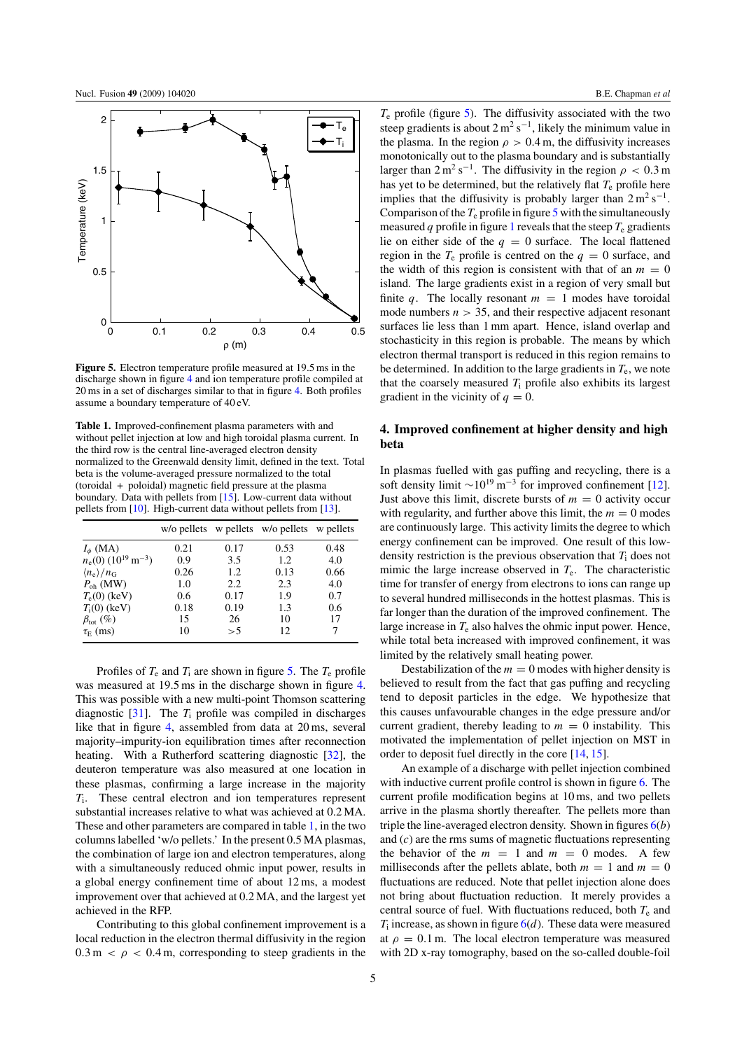**Figure 5.** Electron temperature profile measured at 19.5 ms in the discharge shown in figure 4 and ion temperature profile compiled at 20 ms in a set of discharges similar to that in figure 4. Both profiles assume a boundary temperature of 40 eV.

**Table 1.** Improved-confinement plasma parameters with and without pellet injection at low and high toroidal plasma current. In the third row is the central line-averaged electron density normalized to the Greenwald density limit, defined in the text. Total beta is the volume-averaged pressure normalized to the total (toroidal + poloidal) magnetic field pressure at the plasma boundary. Data with pellets from [15]. Low-current data without pellets from [10]. High-current data without pellets from [13].

| | w/o pellets | w pellets | w/o pellets | w pellets |
|---|---|---|---|---|
| $I_\phi$ (MA) | 0.21 | 0.17 | 0.53 | 0.48 |
| $n_e(0)$ ($10^{19}$ m$^{-3}$) | 0.9 | 3.5 | 1.2 | 4.0 |
| $\langle n_e \rangle / n_G$ | 0.26 | 1.2 | 0.13 | 0.66 |
| $P_{oh}$ (MW) | 1.0 | 2.2 | 2.3 | 4.0 |
| $T_e(0)$ (keV) | 0.6 | 0.17 | 1.9 | 0.7 |
| $T_i(0)$ (keV) | 0.18 | 0.19 | 1.3 | 0.6 |
| $\beta_{tot}$ (%) | 15 | 26 | 10 | 17 |
| $\tau_E$ (ms) | 10 | >5 | 12 | 7 |

Profiles of $T_e$ and $T_i$ are shown in figure 5. The $T_e$ profile was measured at 19.5 ms in the discharge shown in figure 4. This was possible with a new multi-point Thomson scattering diagnostic [31]. The $T_i$ profile was compiled in discharges like that in figure 4, assembled from data at 20 ms, several majority–impurity-ion equilibration times after reconnection heating. With a Rutherford scattering diagnostic [32], the deuteron temperature was also measured at one location in these plasmas, confirming a large increase in the majority $T_i$. These central electron and ion temperatures represent substantial increases relative to what was achieved at 0.2 MA. These and other parameters are compared in table 1, in the two columns labelled 'w/o pellets.' In the present 0.5 MA plasmas, the combination of large ion and electron temperatures, along with a simultaneously reduced ohmic input power, results in a global energy confinement time of about 12 ms, a modest improvement over that achieved at 0.2 MA, and the largest yet achieved in the RFP.

Contributing to this global confinement improvement is a local reduction in the electron thermal diffusivity in the region $0.3\,\text{m} < \rho < 0.4\,\text{m}$, corresponding to steep gradients in the $T_e$ profile (figure 5). The diffusivity associated with the two steep gradients is about $2\,\text{m}^2\,\text{s}^{-1}$, likely the minimum value in the plasma. In the region $\rho > 0.4$ m, the diffusivity increases monotonically out to the plasma boundary and is substantially larger than $2\,\text{m}^2\,\text{s}^{-1}$. The diffusivity in the region $\rho < 0.3$ m has yet to be determined, but the relatively flat $T_e$ profile here implies that the diffusivity is probably larger than $2\,\text{m}^2\,\text{s}^{-1}$. Comparison of the $T_e$ profile in figure 5 with the simultaneously measured $q$ profile in figure 1 reveals that the steep $T_e$ gradients lie on either side of the $q = 0$ surface. The local flattened region in the $T_e$ profile is centred on the $q = 0$ surface, and the width of this region is consistent with that of an $m = 0$ island. The large gradients exist in a region of very small but finite $q$. The locally resonant $m = 1$ modes have toroidal mode numbers $n > 35$, and their respective adjacent resonant surfaces lie less than 1 mm apart. Hence, island overlap and stochasticity in this region is probable. The means by which electron thermal transport is reduced in this region remains to be determined. In addition to the large gradients in $T_e$, we note that the coarsely measured $T_i$ profile also exhibits its largest gradient in the vicinity of $q = 0$.

## 4. Improved confinement at higher density and high beta

In plasmas fuelled with gas puffing and recycling, there is a soft density limit $\sim 10^{19}\,\text{m}^{-3}$ for improved confinement [12]. Just above this limit, discrete bursts of $m = 0$ activity occur with regularity, and further above this limit, the $m = 0$ modes are continuously large. This activity limits the degree to which energy confinement can be improved. One result of this low-density restriction is the previous observation that $T_i$ does not mimic the large increase observed in $T_e$. The characteristic time for transfer of energy from electrons to ions can range up to several hundred milliseconds in the hottest plasmas. This is far longer than the duration of the improved confinement. The large increase in $T_e$ also halves the ohmic input power. Hence, while total beta increased with improved confinement, it was limited by the relatively small heating power.

Destabilization of the $m = 0$ modes with higher density is believed to result from the fact that gas puffing and recycling tend to deposit particles in the edge. We hypothesize that this causes unfavourable changes in the edge pressure and/or current gradient, thereby leading to $m = 0$ instability. This motivated the implementation of pellet injection on MST in order to deposit fuel directly in the core [14, 15].

An example of a discharge with pellet injection combined with inductive current profile control is shown in figure 6. The current profile modification begins at 10 ms, and two pellets arrive in the plasma shortly thereafter. The pellets more than triple the line-averaged electron density. Shown in figures 6(*b*) and (*c*) are the rms sums of magnetic fluctuations representing the behavior of the $m = 1$ and $m = 0$ modes. A few milliseconds after the pellets ablate, both $m = 1$ and $m = 0$ fluctuations are reduced. Note that pellet injection alone does not bring about fluctuation reduction. It merely provides a central source of fuel. With fluctuations reduced, both $T_e$ and $T_i$ increase, as shown in figure 6(*d*). These data were measured at $\rho = 0.1$ m. The local electron temperature was measured with 2D x-ray tomography, based on the so-called double-foil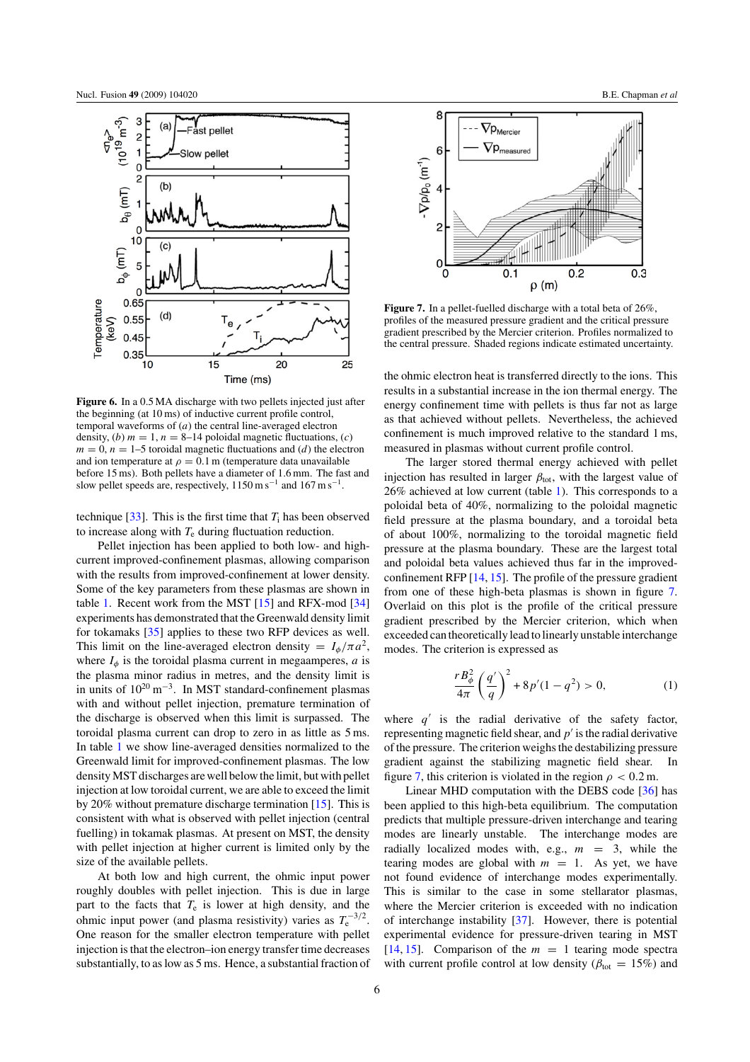**Figure 6.** In a 0.5 MA discharge with two pellets injected just after the beginning (at 10 ms) of inductive current profile control, temporal waveforms of (*a*) the central line-averaged electron density, (*b*) $m = 1, n = 8$–14 poloidal magnetic fluctuations, (*c*) $m = 0, n = 1$–5 toroidal magnetic fluctuations and (*d*) the electron and ion temperature at $\rho = 0.1$ m (temperature data unavailable before 15 ms). Both pellets have a diameter of 1.6 mm. The fast and slow pellet speeds are, respectively, 1150 m s$^{-1}$ and 167 m s$^{-1}$.

technique [33]. This is the first time that $T_i$ has been observed to increase along with $T_e$ during fluctuation reduction.

Pellet injection has been applied to both low- and high-current improved-confinement plasmas, allowing comparison with the results from improved-confinement at lower density. Some of the key parameters from these plasmas are shown in table 1. Recent work from the MST [15] and RFX-mod [34] experiments has demonstrated that the Greenwald density limit for tokamaks [35] applies to these two RFP devices as well. This limit on the line-averaged electron density $= I_\phi/\pi a^2$, where $I_\phi$ is the toroidal plasma current in megaamperes, $a$ is the plasma minor radius in metres, and the density limit is in units of $10^{20}$ m$^{-3}$. In MST standard-confinement plasmas with and without pellet injection, premature termination of the discharge is observed when this limit is surpassed. The toroidal plasma current can drop to zero in as little as 5 ms. In table 1 we show line-averaged densities normalized to the Greenwald limit for improved-confinement plasmas. The low density MST discharges are well below the limit, but with pellet injection at low toroidal current, we are able to exceed the limit by 20% without premature discharge termination [15]. This is consistent with what is observed with pellet injection (central fuelling) in tokamak plasmas. At present on MST, the density with pellet injection at higher current is limited only by the size of the available pellets.

At both low and high current, the ohmic input power roughly doubles with pellet injection. This is due in large part to the facts that $T_e$ is lower at high density, and the ohmic input power (and plasma resistivity) varies as $T_e^{-3/2}$. One reason for the smaller electron temperature with pellet injection is that the electron–ion energy transfer time decreases substantially, to as low as 5 ms. Hence, a substantial fraction of the ohmic electron heat is transferred directly to the ions. This results in a substantial increase in the ion thermal energy. The energy confinement time with pellets is thus far not as large as that achieved without pellets. Nevertheless, the achieved confinement is much improved relative to the standard 1 ms, measured in plasmas without current profile control.

The larger stored thermal energy achieved with pellet injection has resulted in larger $\beta_{tot}$, with the largest value of 26% achieved at low current (table 1). This corresponds to a poloidal beta of 40%, normalizing to the poloidal magnetic field pressure at the plasma boundary, and a toroidal beta of about 100%, normalizing to the toroidal magnetic field pressure at the plasma boundary. These are the largest total and poloidal beta values achieved thus far in the improved-confinement RFP [14, 15]. The profile of the pressure gradient from one of these high-beta plasmas is shown in figure 7. Overlaid on this plot is the profile of the critical pressure gradient prescribed by the Mercier criterion, which when exceeded can theoretically lead to linearly unstable interchange modes. The criterion is expressed as

**Figure 7.** In a pellet-fuelled discharge with a total beta of 26%, profiles of the measured pressure gradient and the critical pressure gradient prescribed by the Mercier criterion. Profiles normalized to the central pressure. Shaded regions indicate estimated uncertainty.

$$\frac{rB_\phi^2}{4\pi}\left(\frac{q'}{q}\right)^2 + 8p'(1-q^2) > 0, \qquad (1)$$

where $q'$ is the radial derivative of the safety factor, representing magnetic field shear, and $p'$ is the radial derivative of the pressure. The criterion weighs the destabilizing pressure gradient against the stabilizing magnetic field shear. In figure 7, this criterion is violated in the region $\rho < 0.2$ m.

Linear MHD computation with the DEBS code [36] has been applied to this high-beta equilibrium. The computation predicts that multiple pressure-driven interchange and tearing modes are linearly unstable. The interchange modes are radially localized modes with, e.g., $m = 3$, while the tearing modes are global with $m = 1$. As yet, we have not found evidence of interchange modes experimentally. This is similar to the case in some stellarator plasmas, where the Mercier criterion is exceeded with no indication of interchange instability [37]. However, there is potential experimental evidence for pressure-driven tearing in MST [14, 15]. Comparison of the $m = 1$ tearing mode spectra with current profile control at low density ($\beta_{tot} = 15\%$) and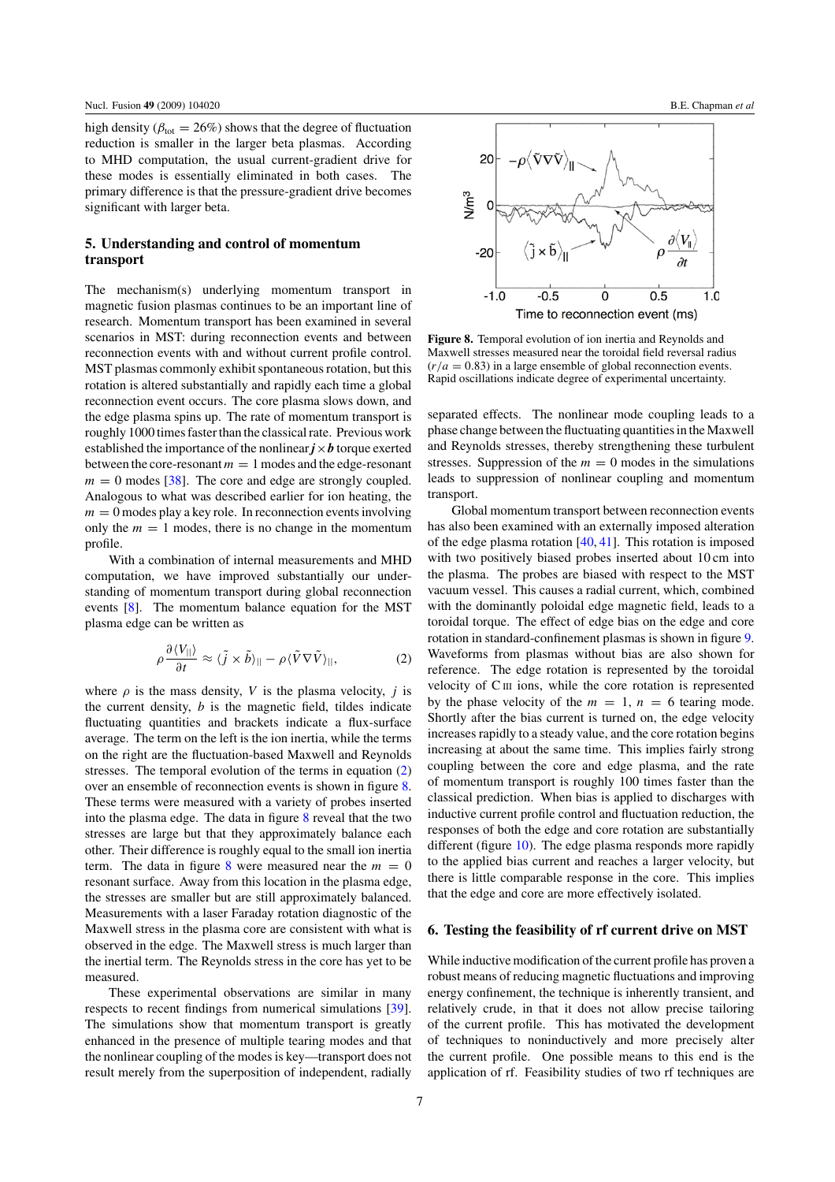high density ($\beta_{tot} = 26\%$) shows that the degree of fluctuation reduction is smaller in the larger beta plasmas. According to MHD computation, the usual current-gradient drive for these modes is essentially eliminated in both cases. The primary difference is that the pressure-gradient drive becomes significant with larger beta.

## 5. Understanding and control of momentum transport

The mechanism(s) underlying momentum transport in magnetic fusion plasmas continues to be an important line of research. Momentum transport has been examined in several scenarios in MST: during reconnection events and between reconnection events with and without current profile control. MST plasmas commonly exhibit spontaneous rotation, but this rotation is altered substantially and rapidly each time a global reconnection event occurs. The core plasma slows down, and the edge plasma spins up. The rate of momentum transport is roughly 1000 times faster than the classical rate. Previous work established the importance of the nonlinear $\boldsymbol{j} \times \boldsymbol{b}$ torque exerted between the core-resonant $m = 1$ modes and the edge-resonant $m = 0$ modes [38]. The core and edge are strongly coupled. Analogous to what was described earlier for ion heating, the $m = 0$ modes play a key role. In reconnection events involving only the $m = 1$ modes, there is no change in the momentum profile.

With a combination of internal measurements and MHD computation, we have improved substantially our understanding of momentum transport during global reconnection events [8]. The momentum balance equation for the MST plasma edge can be written as

$$\rho \frac{\partial \langle V_{||} \rangle}{\partial t} \approx \langle \tilde{j} \times \tilde{b} \rangle_{||} - \rho \langle \tilde{V} \nabla \tilde{V} \rangle_{||}, \qquad (2)$$

where $\rho$ is the mass density, $V$ is the plasma velocity, $j$ is the current density, $b$ is the magnetic field, tildes indicate fluctuating quantities and brackets indicate a flux-surface average. The term on the left is the ion inertia, while the terms on the right are the fluctuation-based Maxwell and Reynolds stresses. The temporal evolution of the terms in equation (2) over an ensemble of reconnection events is shown in figure 8. These terms were measured with a variety of probes inserted into the plasma edge. The data in figure 8 reveal that the two stresses are large but that they approximately balance each other. Their difference is roughly equal to the small ion inertia term. The data in figure 8 were measured near the $m = 0$ resonant surface. Away from this location in the plasma edge, the stresses are smaller but are still approximately balanced. Measurements with a laser Faraday rotation diagnostic of the Maxwell stress in the plasma core are consistent with what is observed in the edge. The Maxwell stress is much larger than the inertial term. The Reynolds stress in the core has yet to be measured.

These experimental observations are similar in many respects to recent findings from numerical simulations [39]. The simulations show that momentum transport is greatly enhanced in the presence of multiple tearing modes and that the nonlinear coupling of the modes is key—transport does not result merely from the superposition of independent, radially separated effects. The nonlinear mode coupling leads to a phase change between the fluctuating quantities in the Maxwell and Reynolds stresses, thereby strengthening these turbulent stresses. Suppression of the $m = 0$ modes in the simulations leads to suppression of nonlinear coupling and momentum transport.

**Figure 8.** Temporal evolution of ion inertia and Reynolds and Maxwell stresses measured near the toroidal field reversal radius ($r/a = 0.83$) in a large ensemble of global reconnection events. Rapid oscillations indicate degree of experimental uncertainty.

Global momentum transport between reconnection events has also been examined with an externally imposed alteration of the edge plasma rotation [40, 41]. This rotation is imposed with two positively biased probes inserted about 10 cm into the plasma. The probes are biased with respect to the MST vacuum vessel. This causes a radial current, which, combined with the dominantly poloidal edge magnetic field, leads to a toroidal torque. The effect of edge bias on the edge and core rotation in standard-confinement plasmas is shown in figure 9. Waveforms from plasmas without bias are also shown for reference. The edge rotation is represented by the toroidal velocity of C III ions, while the core rotation is represented by the phase velocity of the $m = 1$, $n = 6$ tearing mode. Shortly after the bias current is turned on, the edge velocity increases rapidly to a steady value, and the core rotation begins increasing at about the same time. This implies fairly strong coupling between the core and edge plasma, and the rate of momentum transport is roughly 100 times faster than the classical prediction. When bias is applied to discharges with inductive current profile control and fluctuation reduction, the responses of both the edge and core rotation are substantially different (figure 10). The edge plasma responds more rapidly to the applied bias current and reaches a larger velocity, but there is little comparable response in the core. This implies that the edge and core are more effectively isolated.

## 6. Testing the feasibility of rf current drive on MST

While inductive modification of the current profile has proven a robust means of reducing magnetic fluctuations and improving energy confinement, the technique is inherently transient, and relatively crude, in that it does not allow precise tailoring of the current profile. This has motivated the development of techniques to noninductively and more precisely alter the current profile. One possible means to this end is the application of rf. Feasibility studies of two rf techniques are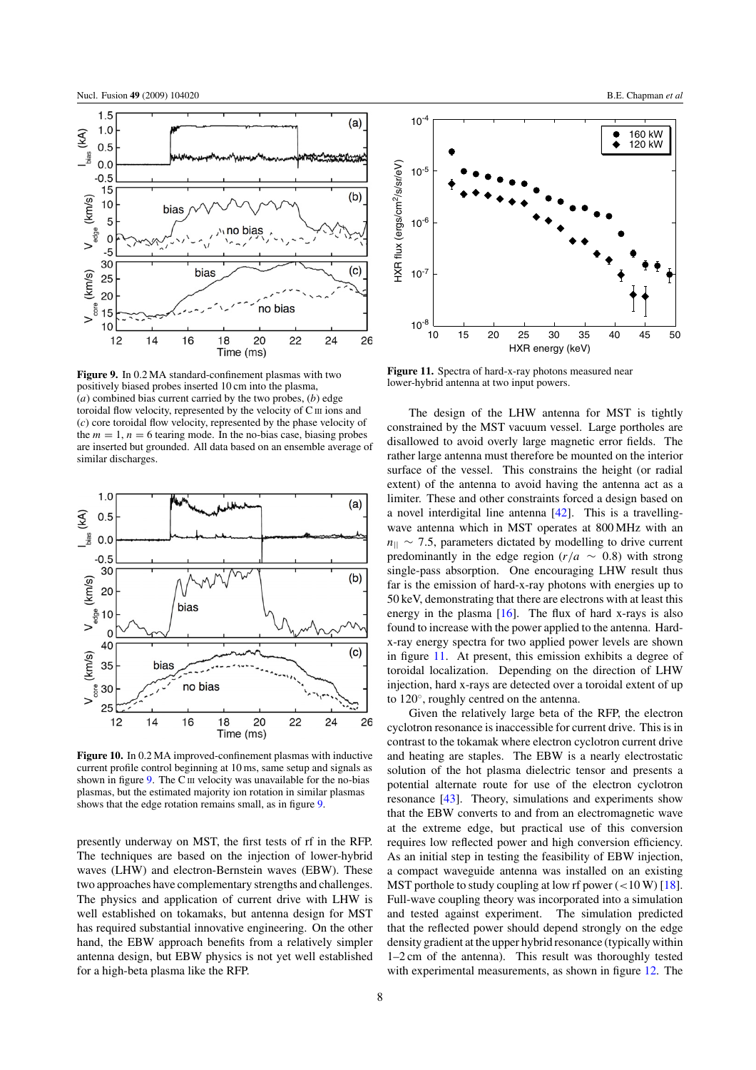**Figure 9.** In 0.2 MA standard-confinement plasmas with two positively biased probes inserted 10 cm into the plasma, (*a*) combined bias current carried by the two probes, (*b*) edge toroidal flow velocity, represented by the velocity of C III ions and (*c*) core toroidal flow velocity, represented by the phase velocity of the $m = 1$, $n = 6$ tearing mode. In the no-bias case, biasing probes are inserted but grounded. All data based on an ensemble average of similar discharges.

**Figure 10.** In 0.2 MA improved-confinement plasmas with inductive current profile control beginning at 10 ms, same setup and signals as shown in figure 9. The C III velocity was unavailable for the no-bias plasmas, but the estimated majority ion rotation in similar plasmas shows that the edge rotation remains small, as in figure 9.

presently underway on MST, the first tests of rf in the RFP. The techniques are based on the injection of lower-hybrid waves (LHW) and electron-Bernstein waves (EBW). These two approaches have complementary strengths and challenges. The physics and application of current drive with LHW is well established on tokamaks, but antenna design for MST has required substantial innovative engineering. On the other hand, the EBW approach benefits from a relatively simpler antenna design, but EBW physics is not yet well established for a high-beta plasma like the RFP.

**Figure 11.** Spectra of hard-x-ray photons measured near lower-hybrid antenna at two input powers.

The design of the LHW antenna for MST is tightly constrained by the MST vacuum vessel. Large portholes are disallowed to avoid overly large magnetic error fields. The rather large antenna must therefore be mounted on the interior surface of the vessel. This constrains the height (or radial extent) of the antenna to avoid having the antenna act as a limiter. These and other constraints forced a design based on a novel interdigital line antenna [42]. This is a travelling-wave antenna which in MST operates at 800 MHz with an $n_{\|} \sim 7.5$, parameters dictated by modelling to drive current predominantly in the edge region ($r/a \sim 0.8$) with strong single-pass absorption. One encouraging LHW result thus far is the emission of hard-x-ray photons with energies up to 50 keV, demonstrating that there are electrons with at least this energy in the plasma [16]. The flux of hard x-rays is also found to increase with the power applied to the antenna. Hard-x-ray energy spectra for two applied power levels are shown in figure 11. At present, this emission exhibits a degree of toroidal localization. Depending on the direction of LHW injection, hard x-rays are detected over a toroidal extent of up to 120°, roughly centred on the antenna.

Given the relatively large beta of the RFP, the electron cyclotron resonance is inaccessible for current drive. This is in contrast to the tokamak where electron cyclotron current drive and heating are staples. The EBW is a nearly electrostatic solution of the hot plasma dielectric tensor and presents a potential alternate route for use of the electron cyclotron resonance [43]. Theory, simulations and experiments show that the EBW converts to and from an electromagnetic wave at the extreme edge, but practical use of this conversion requires low reflected power and high conversion efficiency. As an initial step in testing the feasibility of EBW injection, a compact waveguide antenna was installed on an existing MST porthole to study coupling at low rf power (<10 W) [18]. Full-wave coupling theory was incorporated into a simulation and tested against experiment. The simulation predicted that the reflected power should depend strongly on the edge density gradient at the upper hybrid resonance (typically within 1–2 cm of the antenna). This result was thoroughly tested with experimental measurements, as shown in figure 12. The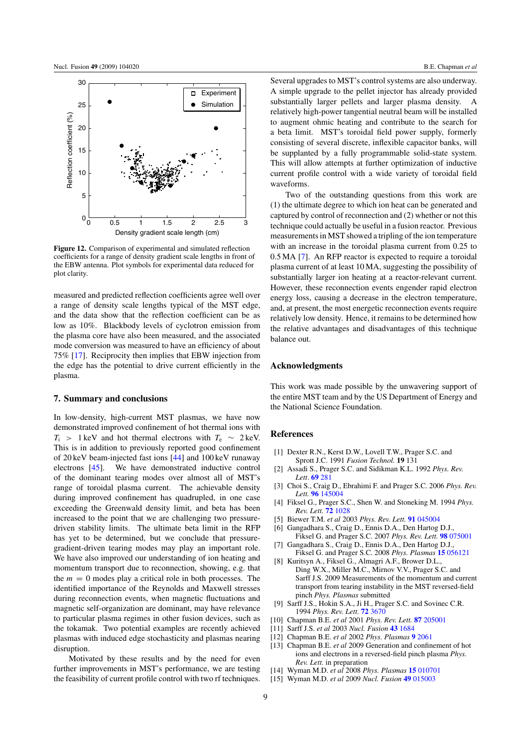Figure 12. Comparison of experimental and simulated reflection coefficients for a range of density gradient scale lengths in front of the EBW antenna. Plot symbols for experimental data reduced for plot clarity.

measured and predicted reflection coefficients agree well over a range of density scale lengths typical of the MST edge, and the data show that the reflection coefficient can be as low as 10%. Blackbody levels of cyclotron emission from the plasma core have also been measured, and the associated mode conversion was measured to have an efficiency of about 75% [17]. Reciprocity then implies that EBW injection from the edge has the potential to drive current efficiently in the plasma.

## 7. Summary and conclusions

In low-density, high-current MST plasmas, we have now demonstrated improved confinement of hot thermal ions with $T_i > 1$ keV and hot thermal electrons with $T_e \sim 2$ keV. This is in addition to previously reported good confinement of 20 keV beam-injected fast ions [44] and 100 keV runaway electrons [45]. We have demonstrated inductive control of the dominant tearing modes over almost all of MST's range of toroidal plasma current. The achievable density during improved confinement has quadrupled, in one case exceeding the Greenwald density limit, and beta has been increased to the point that we are challenging two pressure-driven stability limits. The ultimate beta limit in the RFP has yet to be determined, but we conclude that pressure-gradient-driven tearing modes may play an important role. We have also improved our understanding of ion heating and momentum transport due to reconnection, showing, e.g. that the $m = 0$ modes play a critical role in both processes. The identified importance of the Reynolds and Maxwell stresses during reconnection events, when magnetic fluctuations and magnetic self-organization are dominant, may have relevance to particular plasma regimes in other fusion devices, such as the tokamak. Two potential examples are recently achieved plasmas with induced edge stochasticity and plasmas nearing disruption.

Motivated by these results and by the need for even further improvements in MST's performance, we are testing the feasibility of current profile control with two rf techniques. Several upgrades to MST's control systems are also underway. A simple upgrade to the pellet injector has already provided substantially larger pellets and larger plasma density. A relatively high-power tangential neutral beam will be installed to augment ohmic heating and contribute to the search for a beta limit. MST's toroidal field power supply, formerly consisting of several discrete, inflexible capacitor banks, will be supplanted by a fully programmable solid-state system. This will allow attempts at further optimization of inductive current profile control with a wide variety of toroidal field waveforms.

Two of the outstanding questions from this work are (1) the ultimate degree to which ion heat can be generated and captured by control of reconnection and (2) whether or not this technique could actually be useful in a fusion reactor. Previous measurements in MST showed a tripling of the ion temperature with an increase in the toroidal plasma current from 0.25 to 0.5 MA [7]. An RFP reactor is expected to require a toroidal plasma current of at least 10 MA, suggesting the possibility of substantially larger ion heating at a reactor-relevant current. However, these reconnection events engender rapid electron energy loss, causing a decrease in the electron temperature, and, at present, the most energetic reconnection events require relatively low density. Hence, it remains to be determined how the relative advantages and disadvantages of this technique balance out.

## Acknowledgments

This work was made possible by the unwavering support of the entire MST team and by the US Department of Energy and the National Science Foundation.

## References

[1] Dexter R.N., Kerst D.W., Lovell T.W., Prager S.C. and Sprott J.C. 1991 *Fusion Technol.* **19** 131
[2] Assadi S., Prager S.C. and Sidikman K.L. 1992 *Phys. Rev. Lett.* **69** 281
[3] Choi S., Craig D., Ebrahimi F. and Prager S.C. 2006 *Phys. Rev. Lett.* **96** 145004
[4] Fiksel G., Prager S.C., Shen W. and Stoneking M. 1994 *Phys. Rev. Lett.* **72** 1028
[5] Biewer T.M. *et al* 2003 *Phys. Rev. Lett.* **91** 045004
[6] Gangadhara S., Craig D., Ennis D.A., Den Hartog D.J., Fiksel G. and Prager S.C. 2007 *Phys. Rev. Lett.* **98** 075001
[7] Gangadhara S., Craig D., Ennis D.A., Den Hartog D.J., Fiksel G. and Prager S.C. 2008 *Phys. Plasmas* **15** 056121
[8] Kuritsyn A., Fiksel G., Almagri A.F., Brower D.L., Ding W.X., Miller M.C., Mirnov V.V., Prager S.C. and Sarff J.S. 2009 Measurements of the momentum and current transport from tearing instability in the MST reversed-field pinch *Phys. Plasmas* submitted
[9] Sarff J.S., Hokin S.A., Ji H., Prager S.C. and Sovinec C.R. 1994 *Phys. Rev. Lett.* **72** 3670
[10] Chapman B.E. *et al* 2001 *Phys. Rev. Lett.* **87** 205001
[11] Sarff J.S. *et al* 2003 *Nucl. Fusion* **43** 1684
[12] Chapman B.E. *et al* 2002 *Phys. Plasmas* **9** 2061
[13] Chapman B.E. *et al* 2009 Generation and confinement of hot ions and electrons in a reversed-field pinch plasma *Phys. Rev. Lett.* in preparation
[14] Wyman M.D. *et al* 2008 *Phys. Plasmas* **15** 010701
[15] Wyman M.D. *et al* 2009 *Nucl. Fusion* **49** 015003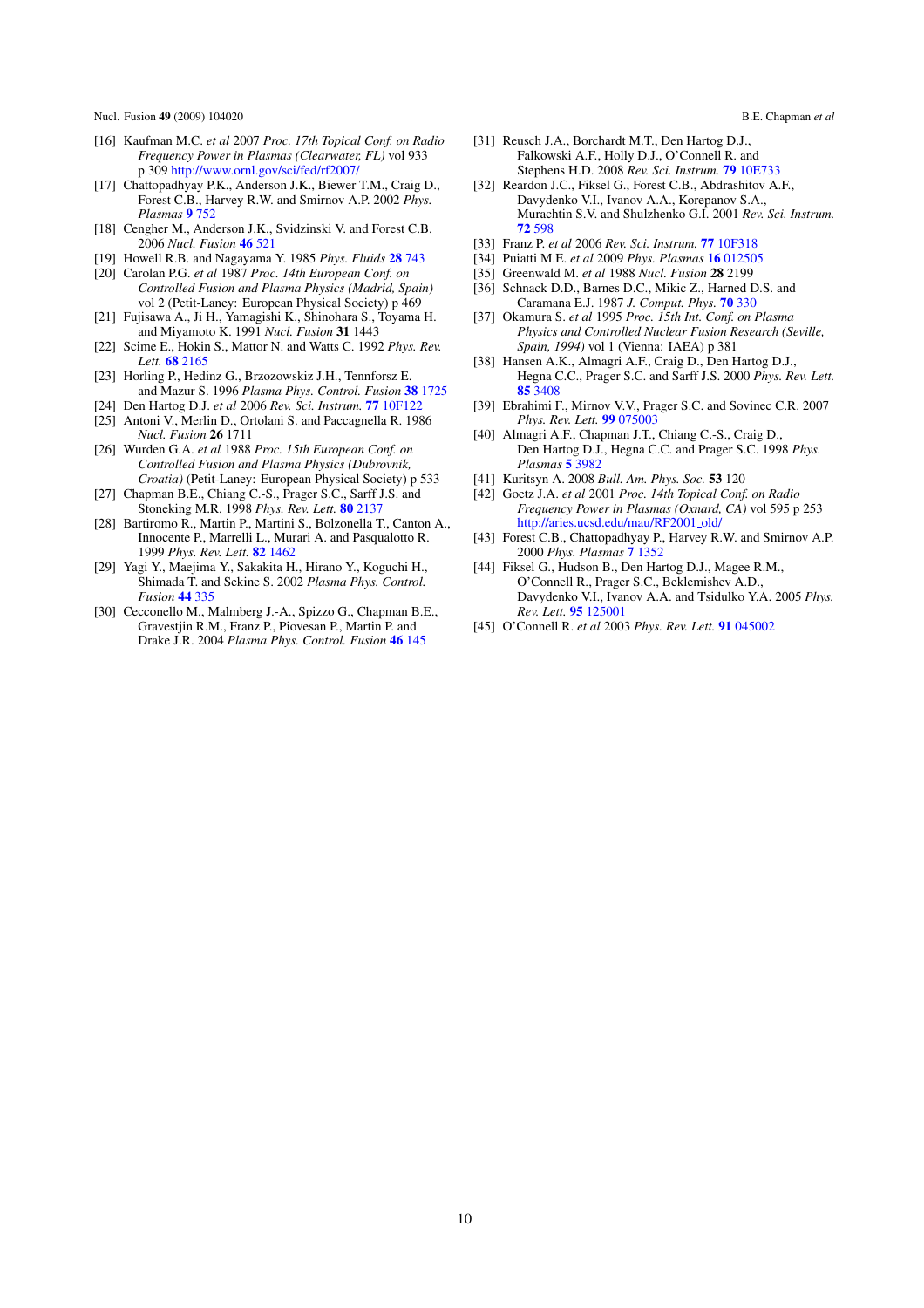[16] Kaufman M.C. *et al* 2007 *Proc. 17th Topical Conf. on Radio Frequency Power in Plasmas (Clearwater, FL)* vol 933 p 309 http://www.ornl.gov/sci/fed/rf2007/

[17] Chattopadhyay P.K., Anderson J.K., Biewer T.M., Craig D., Forest C.B., Harvey R.W. and Smirnov A.P. 2002 *Phys. Plasmas* **9** 752

[18] Cengher M., Anderson J.K., Svidzinski V. and Forest C.B. 2006 *Nucl. Fusion* **46** 521

[19] Howell R.B. and Nagayama Y. 1985 *Phys. Fluids* **28** 743

[20] Carolan P.G. *et al* 1987 *Proc. 14th European Conf. on Controlled Fusion and Plasma Physics (Madrid, Spain)* vol 2 (Petit-Laney: European Physical Society) p 469

[21] Fujisawa A., Ji H., Yamagishi K., Shinohara S., Toyama H. and Miyamoto K. 1991 *Nucl. Fusion* **31** 1443

[22] Scime E., Hokin S., Mattor N. and Watts C. 1992 *Phys. Rev. Lett.* **68** 2165

[23] Horling P., Hedinz G., Brzozowskiz J.H., Tennforsz E. and Mazur S. 1996 *Plasma Phys. Control. Fusion* **38** 1725

[24] Den Hartog D.J. *et al* 2006 *Rev. Sci. Instrum.* **77** 10F122

[25] Antoni V., Merlin D., Ortolani S. and Paccagnella R. 1986 *Nucl. Fusion* **26** 1711

[26] Wurden G.A. *et al* 1988 *Proc. 15th European Conf. on Controlled Fusion and Plasma Physics (Dubrovnik, Croatia)* (Petit-Laney: European Physical Society) p 533

[27] Chapman B.E., Chiang C.-S., Prager S.C., Sarff J.S. and Stoneking M.R. 1998 *Phys. Rev. Lett.* **80** 2137

[28] Bartiromo R., Martin P., Martini S., Bolzonella T., Canton A., Innocente P., Marrelli L., Murari A. and Pasqualotto R. 1999 *Phys. Rev. Lett.* **82** 1462

[29] Yagi Y., Maejima Y., Sakakita H., Hirano Y., Koguchi H., Shimada T. and Sekine S. 2002 *Plasma Phys. Control. Fusion* **44** 335

[30] Cecconello M., Malmberg J.-A., Spizzo G., Chapman B.E., Gravestjin R.M., Franz P., Piovesan P., Martin P. and Drake J.R. 2004 *Plasma Phys. Control. Fusion* **46** 145

[31] Reusch J.A., Borchardt M.T., Den Hartog D.J., Falkowski A.F., Holly D.J., O'Connell R. and Stephens H.D. 2008 *Rev. Sci. Instrum.* **79** 10E733

[32] Reardon J.C., Fiksel G., Forest C.B., Abdrashitov A.F., Davydenko V.I., Ivanov A.A., Korepanov S.A., Murachtin S.V. and Shulzhenko G.I. 2001 *Rev. Sci. Instrum.* **72** 598

[33] Franz P. *et al* 2006 *Rev. Sci. Instrum.* **77** 10F318

[34] Puiatti M.E. *et al* 2009 *Phys. Plasmas* **16** 012505

[35] Greenwald M. *et al* 1988 *Nucl. Fusion* **28** 2199

[36] Schnack D.D., Barnes D.C., Mikic Z., Harned D.S. and Caramana E.J. 1987 *J. Comput. Phys.* **70** 330

[37] Okamura S. *et al* 1995 *Proc. 15th Int. Conf. on Plasma Physics and Controlled Nuclear Fusion Research (Seville, Spain, 1994)* vol 1 (Vienna: IAEA) p 381

[38] Hansen A.K., Almagri A.F., Craig D., Den Hartog D.J., Hegna C.C., Prager S.C. and Sarff J.S. 2000 *Phys. Rev. Lett.* **85** 3408

[39] Ebrahimi F., Mirnov V.V., Prager S.C. and Sovinec C.R. 2007 *Phys. Rev. Lett.* **99** 075003

[40] Almagri A.F., Chapman J.T., Chiang C.-S., Craig D., Den Hartog D.J., Hegna C.C. and Prager S.C. 1998 *Phys. Plasmas* **5** 3982

[41] Kuritsyn A. 2008 *Bull. Am. Phys. Soc.* **53** 120

[42] Goetz J.A. *et al* 2001 *Proc. 14th Topical Conf. on Radio Frequency Power in Plasmas (Oxnard, CA)* vol 595 p 253 http://aries.ucsd.edu/mau/RF2001_old/

[43] Forest C.B., Chattopadhyay P., Harvey R.W. and Smirnov A.P. 2000 *Phys. Plasmas* **7** 1352

[44] Fiksel G., Hudson B., Den Hartog D.J., Magee R.M., O'Connell R., Prager S.C., Beklemishev A.D., Davydenko V.I., Ivanov A.A. and Tsidulko Y.A. 2005 *Phys. Rev. Lett.* **95** 125001

[45] O'Connell R. *et al* 2003 *Phys. Rev. Lett.* **91** 045002